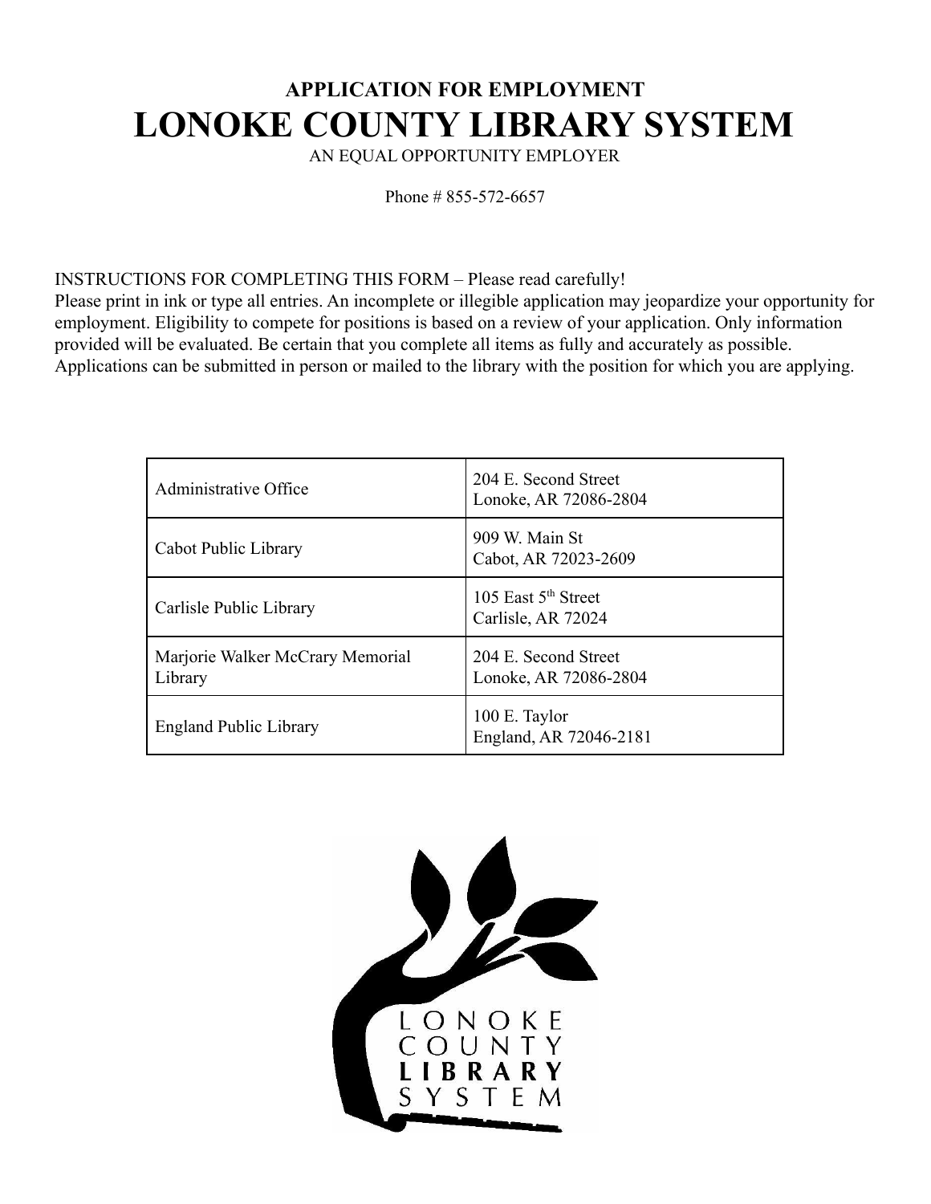# APPLICATION FOR EMPLOYMENT

# LONOKE COUNTY LIBRARY SYSTEM

AN EQUAL OPPORTUNITY EMPLOYER

Phone # 855-572-6657

INSTRUCTIONS FOR COMPLETING THIS FORM – Please read carefully!
Please print in ink or type all entries. An incomplete or illegible application may jeopardize your opportunity for employment. Eligibility to compete for positions is based on a review of your application. Only information provided will be evaluated. Be certain that you complete all items as fully and accurately as possible. Applications can be submitted in person or mailed to the library with the position for which you are applying.

| | |
|---|---|
| Administrative Office | 204 E. Second Street<br>Lonoke, AR 72086-2804 |
| Cabot Public Library | 909 W. Main St<br>Cabot, AR 72023-2609 |
| Carlisle Public Library | 105 East 5th Street<br>Carlisle, AR 72024 |
| Marjorie Walker McCrary Memorial Library | 204 E. Second Street<br>Lonoke, AR 72086-2804 |
| England Public Library | 100 E. Taylor<br>England, AR 72046-2181 |

LONOKE COUNTY **LIBRARY** SYSTEM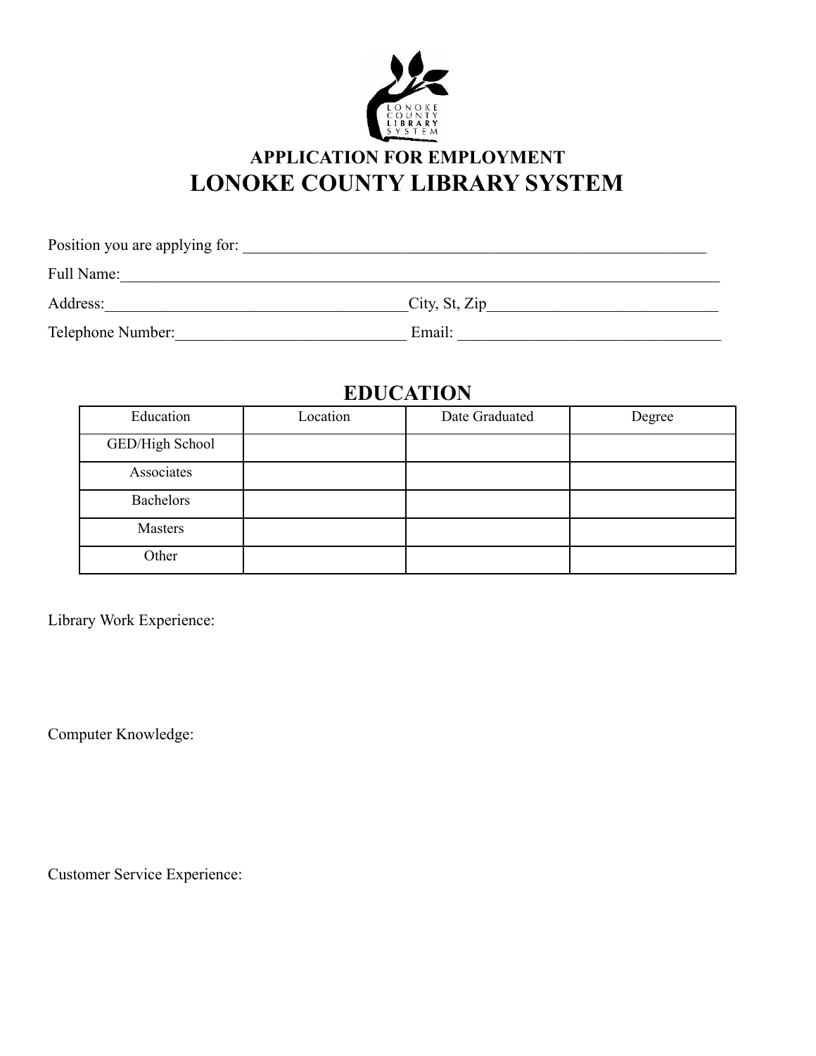## APPLICATION FOR EMPLOYMENT

# LONOKE COUNTY LIBRARY SYSTEM

Position you are applying for: ____________________________________________________________

Full Name:________________________________________________________________________________

Address:_______________________________________City, St, Zip______________________________

Telephone Number:_____________________________ Email: _________________________________

## EDUCATION

| Education | Location | Date Graduated | Degree |
|---|---|---|---|
| GED/High School | | | |
| Associates | | | |
| Bachelors | | | |
| Masters | | | |
| Other | | | |

Library Work Experience:

Computer Knowledge:

Customer Service Experience: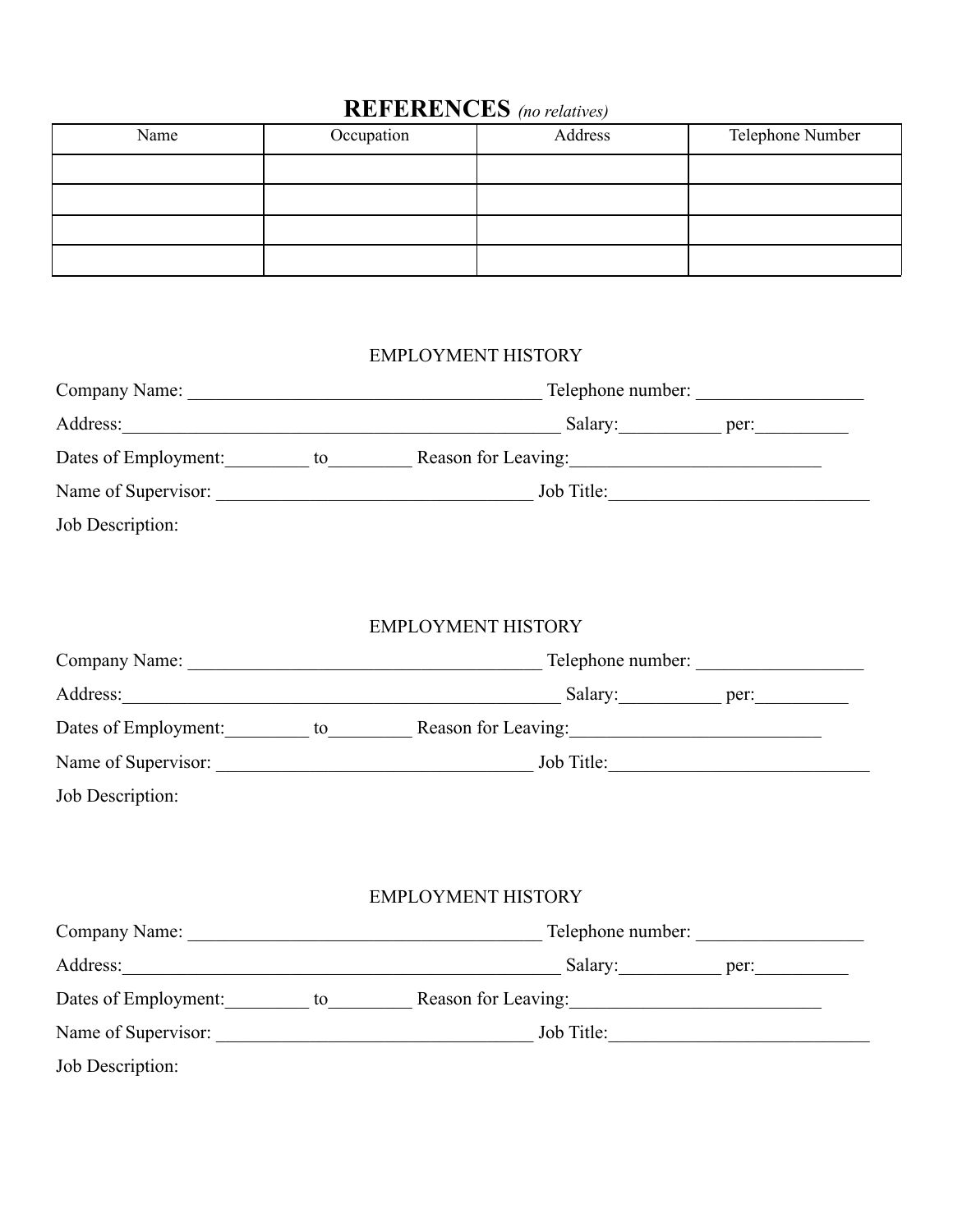## REFERENCES *(no relatives)*

| Name | Occupation | Address | Telephone Number |
|---|---|---|---|
| | | | |
| | | | |
| | | | |
| | | | |

EMPLOYMENT HISTORY

Company Name: ______________________________________ Telephone number: __________________

Address:_______________________________________________ Salary:___________ per:__________

Dates of Employment:_________ to_________ Reason for Leaving:___________________________

Name of Supervisor: ___________________________________ Job Title:____________________________

Job Description:

EMPLOYMENT HISTORY

Company Name: ______________________________________ Telephone number: __________________

Address:_______________________________________________ Salary:___________ per:__________

Dates of Employment:_________ to_________ Reason for Leaving:___________________________

Name of Supervisor: ___________________________________ Job Title:____________________________

Job Description:

EMPLOYMENT HISTORY

Company Name: ______________________________________ Telephone number: __________________

Address:_______________________________________________ Salary:___________ per:__________

Dates of Employment:_________ to_________ Reason for Leaving:___________________________

Name of Supervisor: ___________________________________ Job Title:____________________________

Job Description: